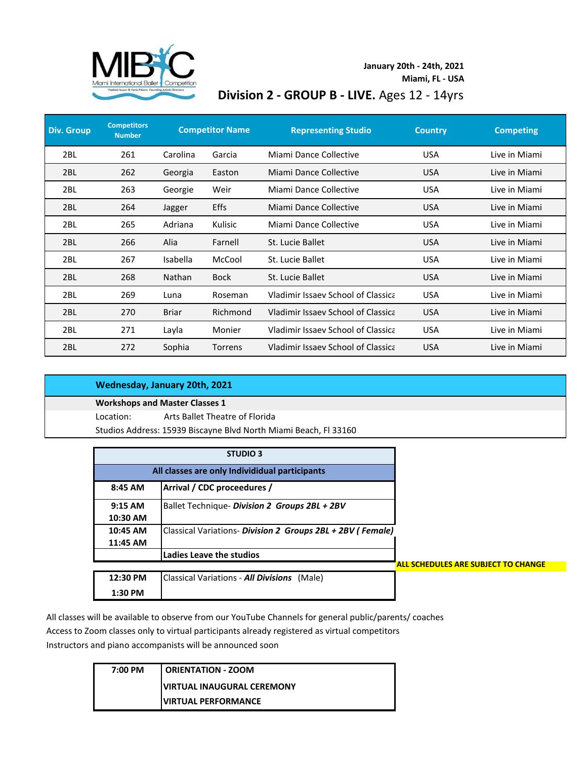MIBC Miami International Ballet Competition
Vladimir Issaev & Yanis Pikieris Founding Artistic Directors

**January 20th - 24th, 2021**
**Miami, FL - USA**

## Division 2 - GROUP B - LIVE. Ages 12 - 14yrs

| Div. Group | Competitors Number | Competitor Name | | Representing Studio | Country | Competing |
|---|---|---|---|---|---|---|
| 2BL | 261 | Carolina | Garcia | Miami Dance Collective | USA | Live in Miami |
| 2BL | 262 | Georgia | Easton | Miami Dance Collective | USA | Live in Miami |
| 2BL | 263 | Georgie | Weir | Miami Dance Collective | USA | Live in Miami |
| 2BL | 264 | Jagger | Effs | Miami Dance Collective | USA | Live in Miami |
| 2BL | 265 | Adriana | Kulisic | Miami Dance Collective | USA | Live in Miami |
| 2BL | 266 | Alia | Farnell | St. Lucie Ballet | USA | Live in Miami |
| 2BL | 267 | Isabella | McCool | St. Lucie Ballet | USA | Live in Miami |
| 2BL | 268 | Nathan | Bock | St. Lucie Ballet | USA | Live in Miami |
| 2BL | 269 | Luna | Roseman | Vladimir Issaev School of Classica | USA | Live in Miami |
| 2BL | 270 | Briar | Richmond | Vladimir Issaev School of Classica | USA | Live in Miami |
| 2BL | 271 | Layla | Monier | Vladimir Issaev School of Classica | USA | Live in Miami |
| 2BL | 272 | Sophia | Torrens | Vladimir Issaev School of Classica | USA | Live in Miami |

### Wednesday, January 20th, 2021

**Workshops and Master Classes 1**

Location: Arts Ballet Theatre of Florida

Studios Address: 15939 Biscayne Blvd North Miami Beach, Fl 33160

| STUDIO 3 | |
|---|---|
| **All classes are only Individidual participants** | |
| **8:45 AM** | **Arrival / CDC proceedures /** |
| **9:15 AM 10:30 AM** | Ballet Technique- ***Division 2 Groups 2BL + 2BV*** |
| **10:45 AM 11:45 AM** | Classical Variations- ***Division 2 Groups 2BL + 2BV ( Female)*** |
| | **Ladies Leave the studios** |
| **12:30 PM 1:30 PM** | Classical Variations - ***All Divisions*** (Male) |

**ALL SCHEDULES ARE SUBJECT TO CHANGE**

All classes will be available to observe from our YouTube Channels for general public/parents/ coaches
Access to Zoom classes only to virtual participants already registered as virtual competitors
Instructors and piano accompanists will be announced soon

| **7:00 PM** | **ORIENTATION - ZOOM** |
|---|---|
| | **VIRTUAL INAUGURAL CEREMONY** |
| | **VIRTUAL PERFORMANCE** |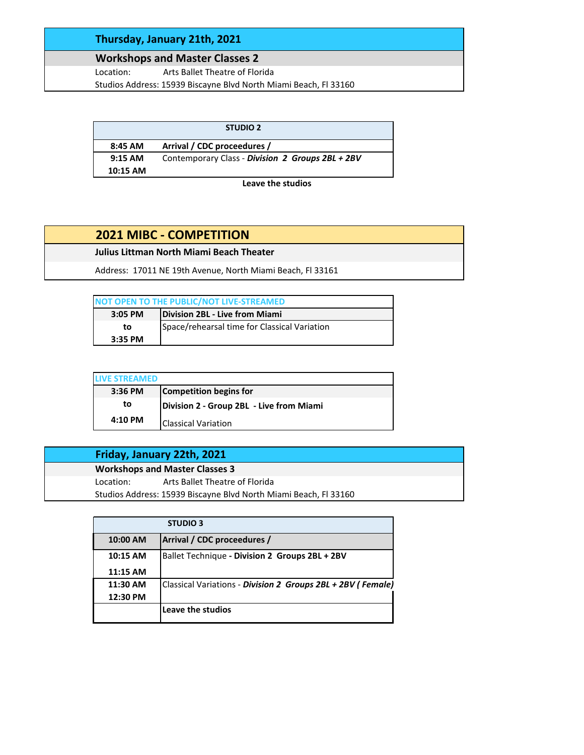## Thursday, January 21th, 2021

### Workshops and Master Classes 2

Location: Arts Ballet Theatre of Florida

Studios Address: 15939 Biscayne Blvd North Miami Beach, Fl 33160

| STUDIO 2 | |
|---|---|
| **8:45 AM** | **Arrival / CDC proceedures /** |
| **9:15 AM** | Contemporary Class - ***Division 2 Groups 2BL + 2BV*** |
| **10:15 AM** | |

**Leave the studios**

## 2021 MIBC - COMPETITION

**Julius Littman North Miami Beach Theater**

Address: 17011 NE 19th Avenue, North Miami Beach, Fl 33161

| NOT OPEN TO THE PUBLIC/NOT LIVE-STREAMED | |
|---|---|
| **3:05 PM** | **Division 2BL - Live from Miami** |
| **to** | Space/rehearsal time for Classical Variation |
| **3:35 PM** | |

| LIVE STREAMED | |
|---|---|
| **3:36 PM** | **Competition begins for** |
| **to** | **Division 2 - Group 2BL - Live from Miami** |
| **4:10 PM** | Classical Variation |

## Friday, January 22th, 2021

### Workshops and Master Classes 3

Location: Arts Ballet Theatre of Florida

Studios Address: 15939 Biscayne Blvd North Miami Beach, Fl 33160

| STUDIO 3 | |
|---|---|
| **10:00 AM** | **Arrival / CDC proceedures /** |
| **10:15 AM** | Ballet Technique **- Division 2 Groups 2BL + 2BV** |
| **11:15 AM** | |
| **11:30 AM** | Classical Variations - ***Division 2 Groups 2BL + 2BV ( Female)*** |
| **12:30 PM** | |
| | **Leave the studios** |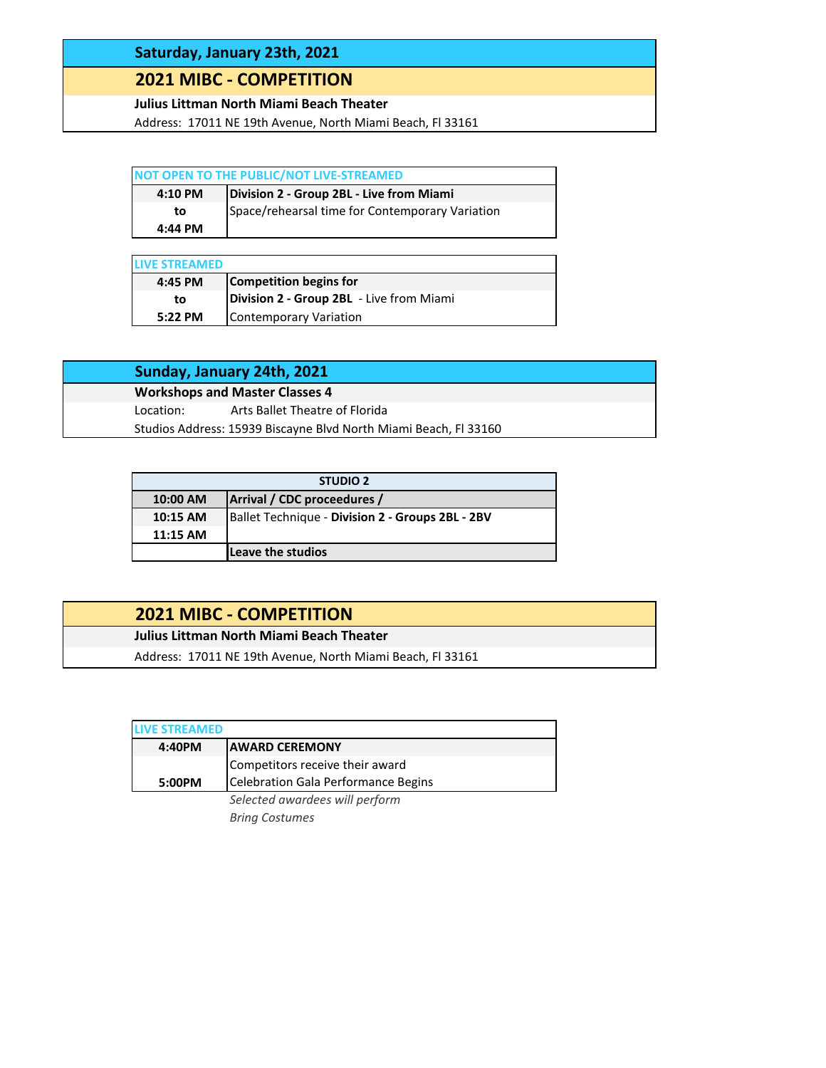## Saturday, January 23th, 2021

## 2021 MIBC - COMPETITION

**Julius Littman North Miami Beach Theater**

Address: 17011 NE 19th Avenue, North Miami Beach, Fl 33161

| NOT OPEN TO THE PUBLIC/NOT LIVE-STREAMED | |
|---|---|
| **4:10 PM** | **Division 2 - Group 2BL - Live from Miami** |
| **to** | Space/rehearsal time for Contemporary Variation |
| **4:44 PM** | |

| LIVE STREAMED | |
|---|---|
| **4:45 PM** | **Competition begins for** |
| **to** | **Division 2 - Group 2BL** - Live from Miami |
| **5:22 PM** | Contemporary Variation |

## Sunday, January 24th, 2021

**Workshops and Master Classes 4**

Location: Arts Ballet Theatre of Florida

Studios Address: 15939 Biscayne Blvd North Miami Beach, Fl 33160

| STUDIO 2 | |
|---|---|
| **10:00 AM** | **Arrival / CDC proceedures /** |
| **10:15 AM** | Ballet Technique - **Division 2 - Groups 2BL - 2BV** |
| **11:15 AM** | |
| | **Leave the studios** |

## 2021 MIBC - COMPETITION

**Julius Littman North Miami Beach Theater**

Address: 17011 NE 19th Avenue, North Miami Beach, Fl 33161

| LIVE STREAMED | |
|---|---|
| **4:40PM** | **AWARD CEREMONY** |
| | Competitors receive their award |
| **5:00PM** | Celebration Gala Performance Begins |

*Selected awardees will perform*

*Bring Costumes*